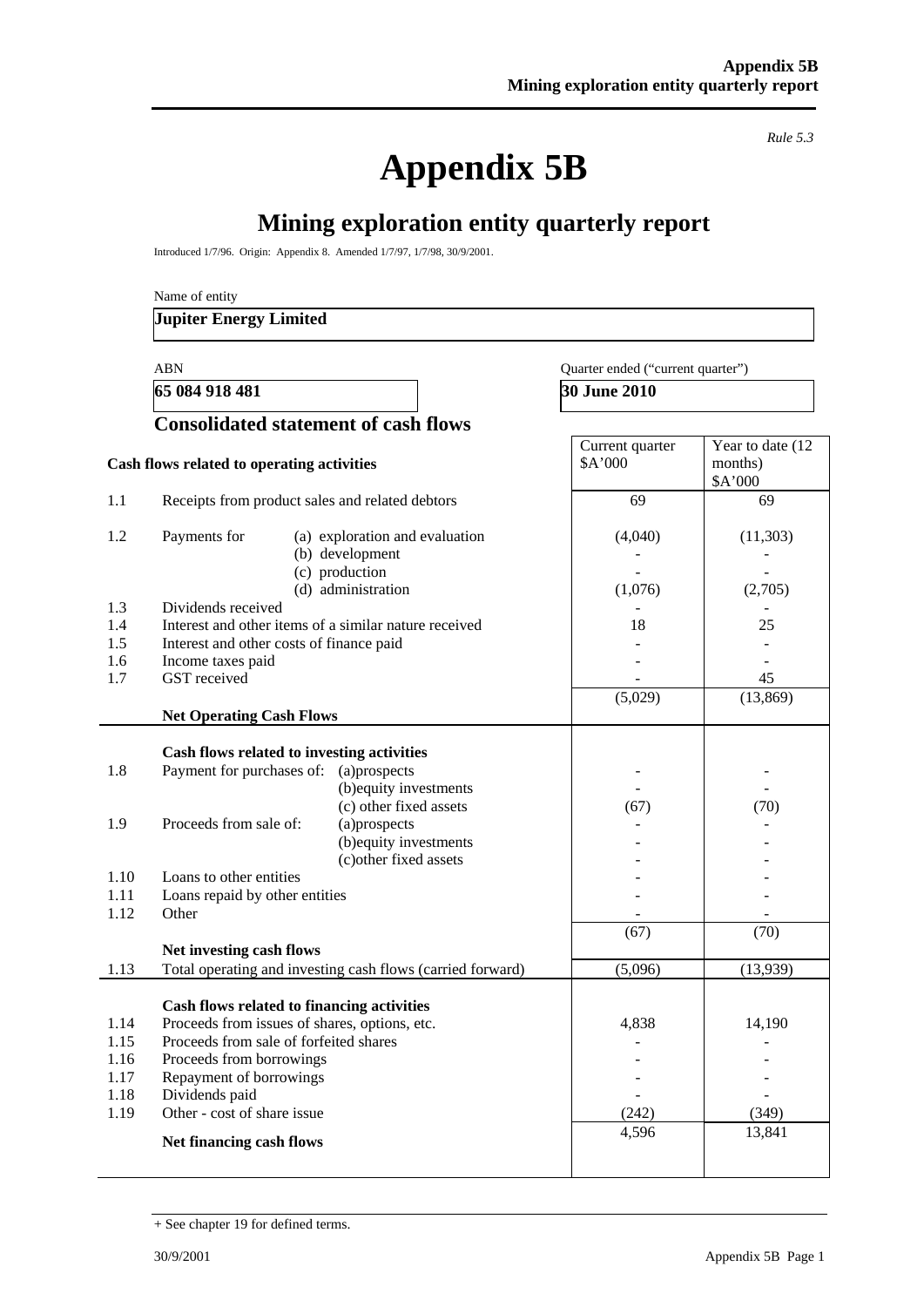*Rule 5.3*

# Appendix 5B

## Mining exploration entity quarterly report

Introduced 1/7/96. Origin: Appendix 8. Amended 1/7/97, 1/7/98, 30/9/2001.

Name of entity

**Jupiter Energy Limited**

| ABN | Quarter ended ("current quarter") |
|---|---|
| **65 084 918 481** | **30 June 2010** |

### Consolidated statement of cash flows

| | Cash flows related to operating activities | | Current quarter $A'000 | Year to date (12 months) $A'000 |
|---|---|---|---|---|
| 1.1 | Receipts from product sales and related debtors | | 69 | 69 |
| 1.2 | Payments for | (a) exploration and evaluation | (4,040) | (11,303) |
| | | (b) development | - | - |
| | | (c) production | - | - |
| | | (d) administration | (1,076) | (2,705) |
| 1.3 | Dividends received | | - | - |
| 1.4 | Interest and other items of a similar nature received | | 18 | 25 |
| 1.5 | Interest and other costs of finance paid | | - | - |
| 1.6 | Income taxes paid | | - | - |
| 1.7 | GST received | | - | 45 |
| | **Net Operating Cash Flows** | | (5,029) | (13,869) |
| | **Cash flows related to investing activities** | | | |
| 1.8 | Payment for purchases of: | (a)prospects | - | - |
| | | (b)equity investments | - | - |
| | | (c) other fixed assets | (67) | (70) |
| 1.9 | Proceeds from sale of: | (a)prospects | - | - |
| | | (b)equity investments | - | - |
| | | (c)other fixed assets | - | - |
| 1.10 | Loans to other entities | | - | - |
| 1.11 | Loans repaid by other entities | | - | - |
| 1.12 | Other | | - | - |
| | **Net investing cash flows** | | (67) | (70) |
| 1.13 | Total operating and investing cash flows (carried forward) | | (5,096) | (13,939) |
| | **Cash flows related to financing activities** | | | |
| 1.14 | Proceeds from issues of shares, options, etc. | | 4,838 | 14,190 |
| 1.15 | Proceeds from sale of forfeited shares | | - | - |
| 1.16 | Proceeds from borrowings | | - | - |
| 1.17 | Repayment of borrowings | | - | - |
| 1.18 | Dividends paid | | - | - |
| 1.19 | Other - cost of share issue | | (242) | (349) |
| | **Net financing cash flows** | | 4,596 | 13,841 |

+ See chapter 19 for defined terms.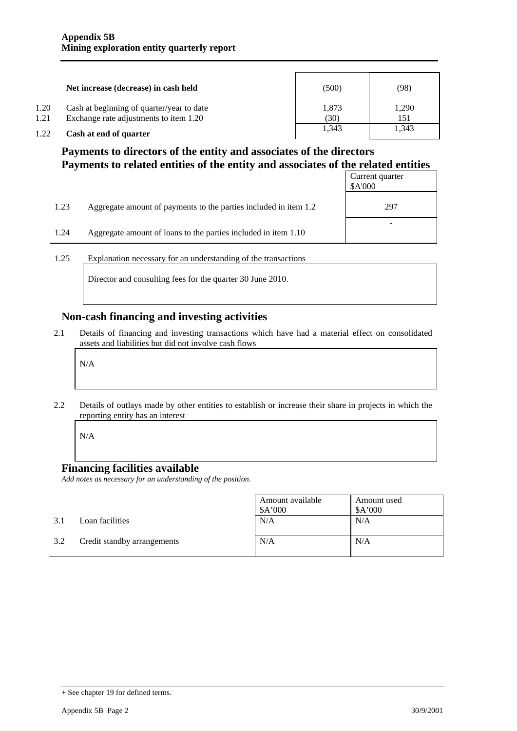| | | | |
|---|---|---|---|
| | **Net increase (decrease) in cash held** | (500) | (98) |
| 1.20 | Cash at beginning of quarter/year to date | 1,873 | 1,290 |
| 1.21 | Exchange rate adjustments to item 1.20 | (30) | 151 |
| 1.22 | **Cash at end of quarter** | 1,343 | 1,343 |

## Payments to directors of the entity and associates of the directors
## Payments to related entities of the entity and associates of the related entities

| | | Current quarter $A'000 |
|---|---|---|
| 1.23 | Aggregate amount of payments to the parties included in item 1.2 | 297 |
| 1.24 | Aggregate amount of loans to the parties included in item 1.10 | - |

1.25 Explanation necessary for an understanding of the transactions

Director and consulting fees for the quarter 30 June 2010.

## Non-cash financing and investing activities

2.1 Details of financing and investing transactions which have had a material effect on consolidated assets and liabilities but did not involve cash flows

N/A

2.2 Details of outlays made by other entities to establish or increase their share in projects in which the reporting entity has an interest

N/A

## Financing facilities available

*Add notes as necessary for an understanding of the position.*

| | | Amount available $A'000 | Amount used $A'000 |
|---|---|---|---|
| 3.1 | Loan facilities | N/A | N/A |
| 3.2 | Credit standby arrangements | N/A | N/A |

+ See chapter 19 for defined terms.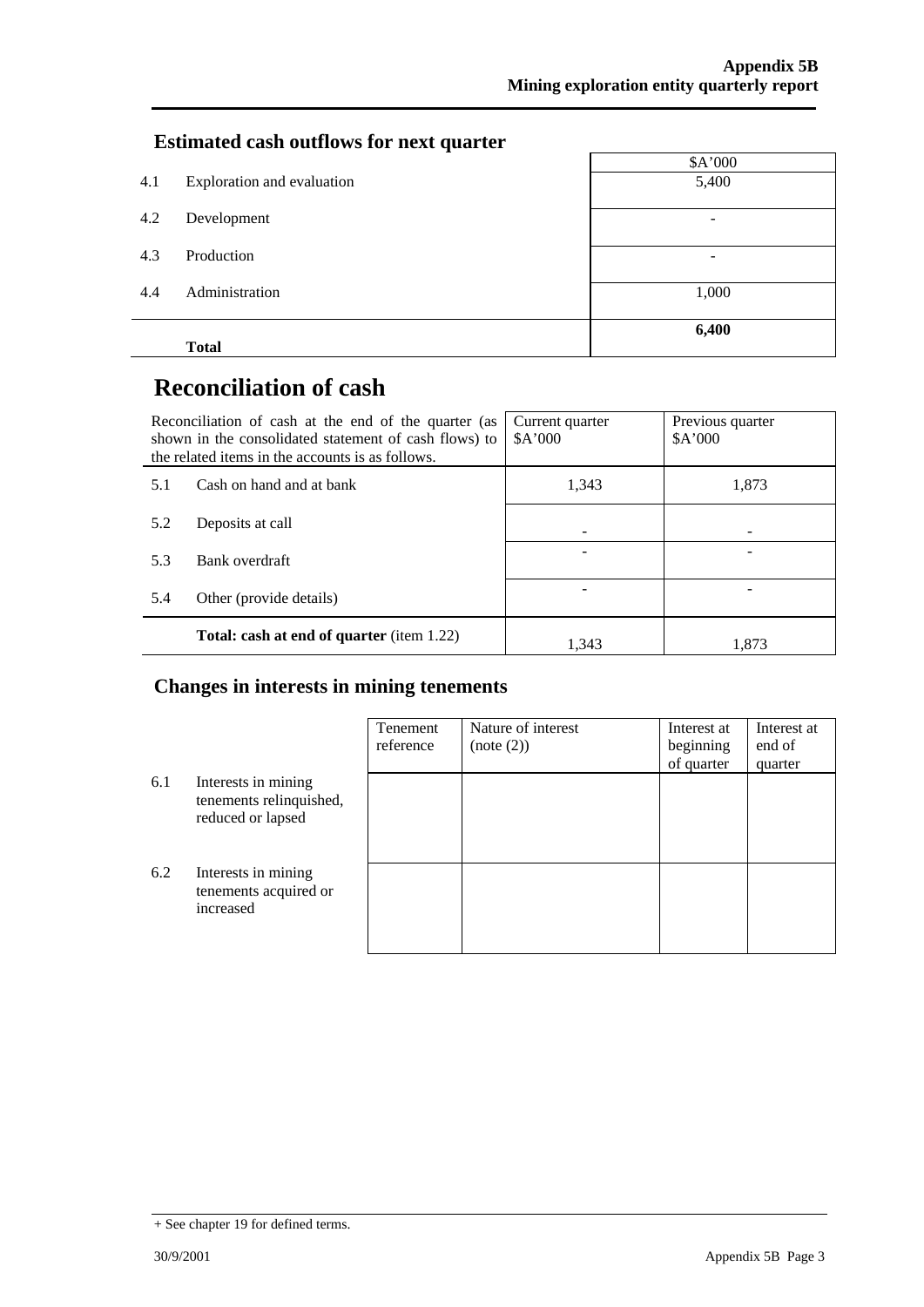## Estimated cash outflows for next quarter

| | | $A'000 |
|---|---|---|
| 4.1 | Exploration and evaluation | 5,400 |
| 4.2 | Development | - |
| 4.3 | Production | - |
| 4.4 | Administration | 1,000 |
| | **Total** | **6,400** |

# Reconciliation of cash

| Reconciliation of cash at the end of the quarter (as shown in the consolidated statement of cash flows) to the related items in the accounts is as follows. | | Current quarter $A'000 | Previous quarter $A'000 |
|---|---|---|---|
| 5.1 | Cash on hand and at bank | 1,343 | 1,873 |
| 5.2 | Deposits at call | - | - |
| 5.3 | Bank overdraft | - | - |
| 5.4 | Other (provide details) | - | - |
| | **Total: cash at end of quarter** (item 1.22) | 1,343 | 1,873 |

## Changes in interests in mining tenements

| | | Tenement reference | Nature of interest (note (2)) | Interest at beginning of quarter | Interest at end of quarter |
|---|---|---|---|---|---|
| 6.1 | Interests in mining tenements relinquished, reduced or lapsed | | | | |
| 6.2 | Interests in mining tenements acquired or increased | | | | |

+ See chapter 19 for defined terms.

30/9/2001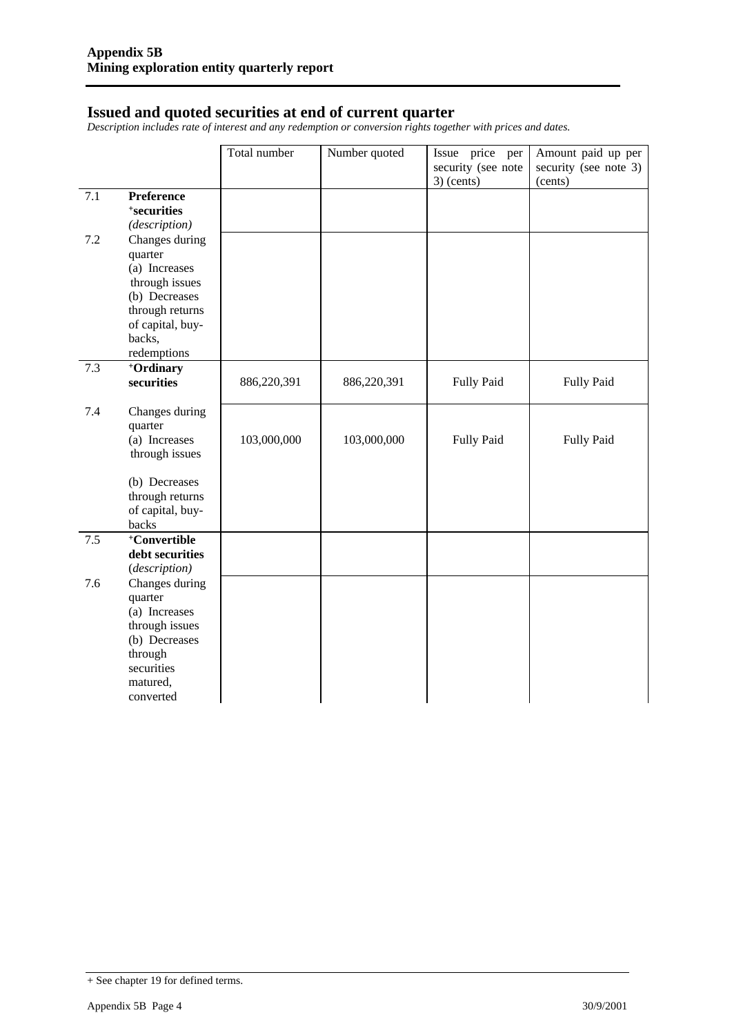## Issued and quoted securities at end of current quarter

*Description includes rate of interest and any redemption or conversion rights together with prices and dates.*

| | | Total number | Number quoted | Issue price per security (see note 3) (cents) | Amount paid up per security (see note 3) (cents) |
|---|---|---|---|---|---|
| 7.1 | **Preference +securities** *(description)* | | | | |
| 7.2 | Changes during quarter (a) Increases through issues (b) Decreases through returns of capital, buy-backs, redemptions | | | | |
| 7.3 | **+Ordinary securities** | 886,220,391 | 886,220,391 | Fully Paid | Fully Paid |
| 7.4 | Changes during quarter (a) Increases through issues (b) Decreases through returns of capital, buy-backs | 103,000,000 | 103,000,000 | Fully Paid | Fully Paid |
| 7.5 | **+Convertible debt securities** *(description)* | | | | |
| 7.6 | Changes during quarter (a) Increases through issues (b) Decreases through securities matured, converted | | | | |

+ See chapter 19 for defined terms.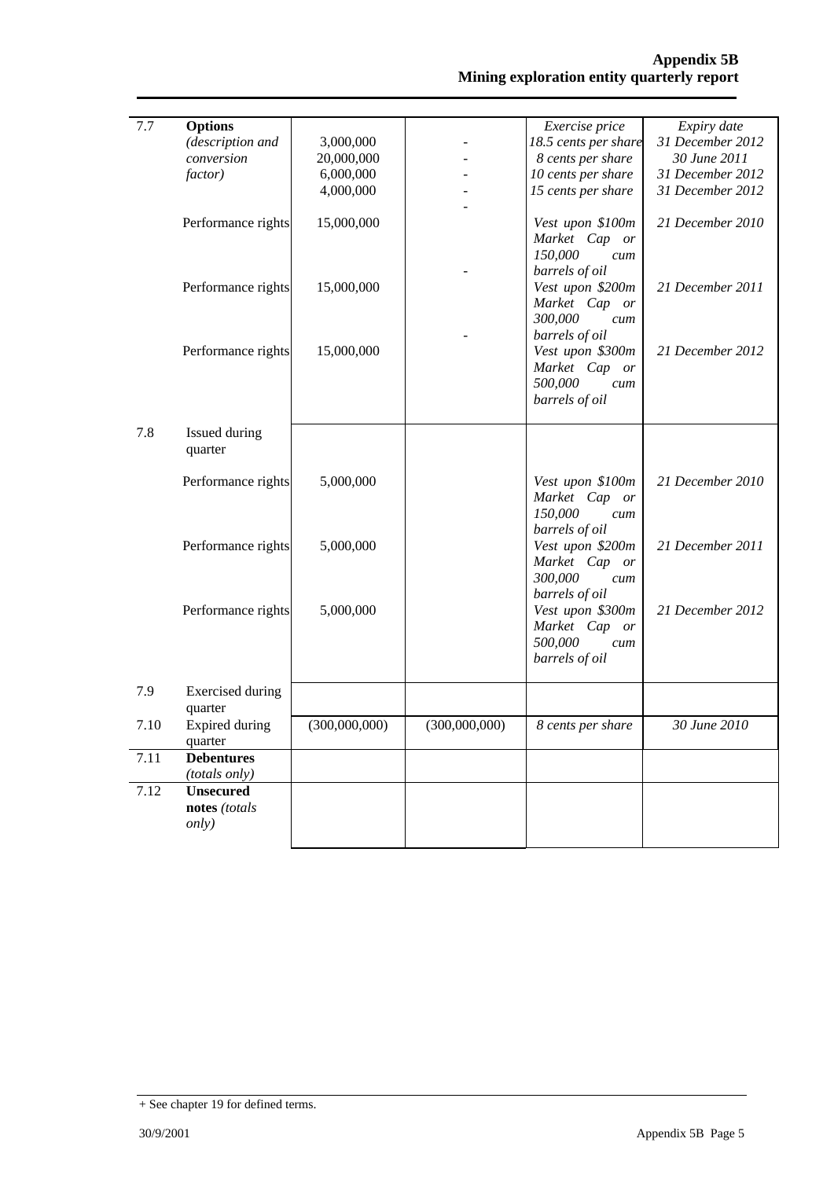| | | | | | |
|---|---|---|---|---|---|
| 7.7 | **Options** *(description and conversion factor)* | 3,000,000<br>20,000,000<br>6,000,000<br>4,000,000 | -<br>-<br>-<br>-<br>- | *Exercise price*<br>*18.5 cents per share*<br>*8 cents per share*<br>*10 cents per share*<br>*15 cents per share* | *Expiry date*<br>*31 December 2012*<br>*30 June 2011*<br>*31 December 2012*<br>*31 December 2012* |
| | Performance rights | 15,000,000 | - | *Vest upon $100m Market Cap or 150,000 cum barrels of oil* | *21 December 2010* |
| | Performance rights | 15,000,000 | - | *Vest upon $200m Market Cap or 300,000 cum barrels of oil* | *21 December 2011* |
| | Performance rights | 15,000,000 | | *Vest upon $300m Market Cap or 500,000 cum barrels of oil* | *21 December 2012* |
| 7.8 | Issued during quarter | | | | |
| | Performance rights | 5,000,000 | | *Vest upon $100m Market Cap or 150,000 cum barrels of oil* | *21 December 2010* |
| | Performance rights | 5,000,000 | | *Vest upon $200m Market Cap or 300,000 cum barrels of oil* | *21 December 2011* |
| | Performance rights | 5,000,000 | | *Vest upon $300m Market Cap or 500,000 cum barrels of oil* | *21 December 2012* |
| 7.9 | Exercised during quarter | | | | |
| 7.10 | Expired during quarter | (300,000,000) | (300,000,000) | *8 cents per share* | *30 June 2010* |
| 7.11 | **Debentures** *(totals only)* | | | | |
| 7.12 | **Unsecured notes** *(totals only)* | | | | |

+ See chapter 19 for defined terms.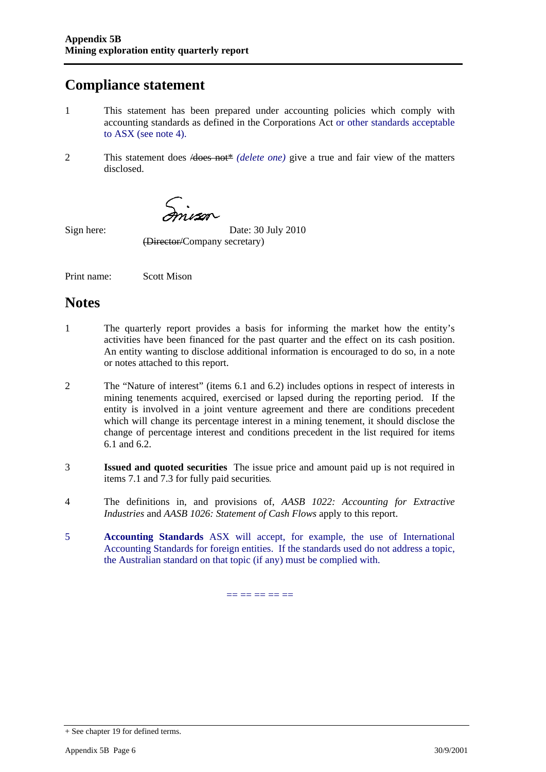## Compliance statement

1 This statement has been prepared under accounting policies which comply with accounting standards as defined in the Corporations Act or other standards acceptable to ASX (see note 4).

2 This statement does /~~does not~~\* *(delete one)* give a true and fair view of the matters disclosed.

Sign here: Date: 30 July 2010

(~~Director~~/Company secretary)

Print name: Scott Mison

## Notes

1 The quarterly report provides a basis for informing the market how the entity's activities have been financed for the past quarter and the effect on its cash position. An entity wanting to disclose additional information is encouraged to do so, in a note or notes attached to this report.

2 The "Nature of interest" (items 6.1 and 6.2) includes options in respect of interests in mining tenements acquired, exercised or lapsed during the reporting period. If the entity is involved in a joint venture agreement and there are conditions precedent which will change its percentage interest in a mining tenement, it should disclose the change of percentage interest and conditions precedent in the list required for items 6.1 and 6.2.

3 **Issued and quoted securities** The issue price and amount paid up is not required in items 7.1 and 7.3 for fully paid securities.

4 The definitions in, and provisions of, *AASB 1022: Accounting for Extractive Industries* and *AASB 1026: Statement of Cash Flows* apply to this report.

5 **Accounting Standards** ASX will accept, for example, the use of International Accounting Standards for foreign entities. If the standards used do not address a topic, the Australian standard on that topic (if any) must be complied with.

== == == == ==

+ See chapter 19 for defined terms.